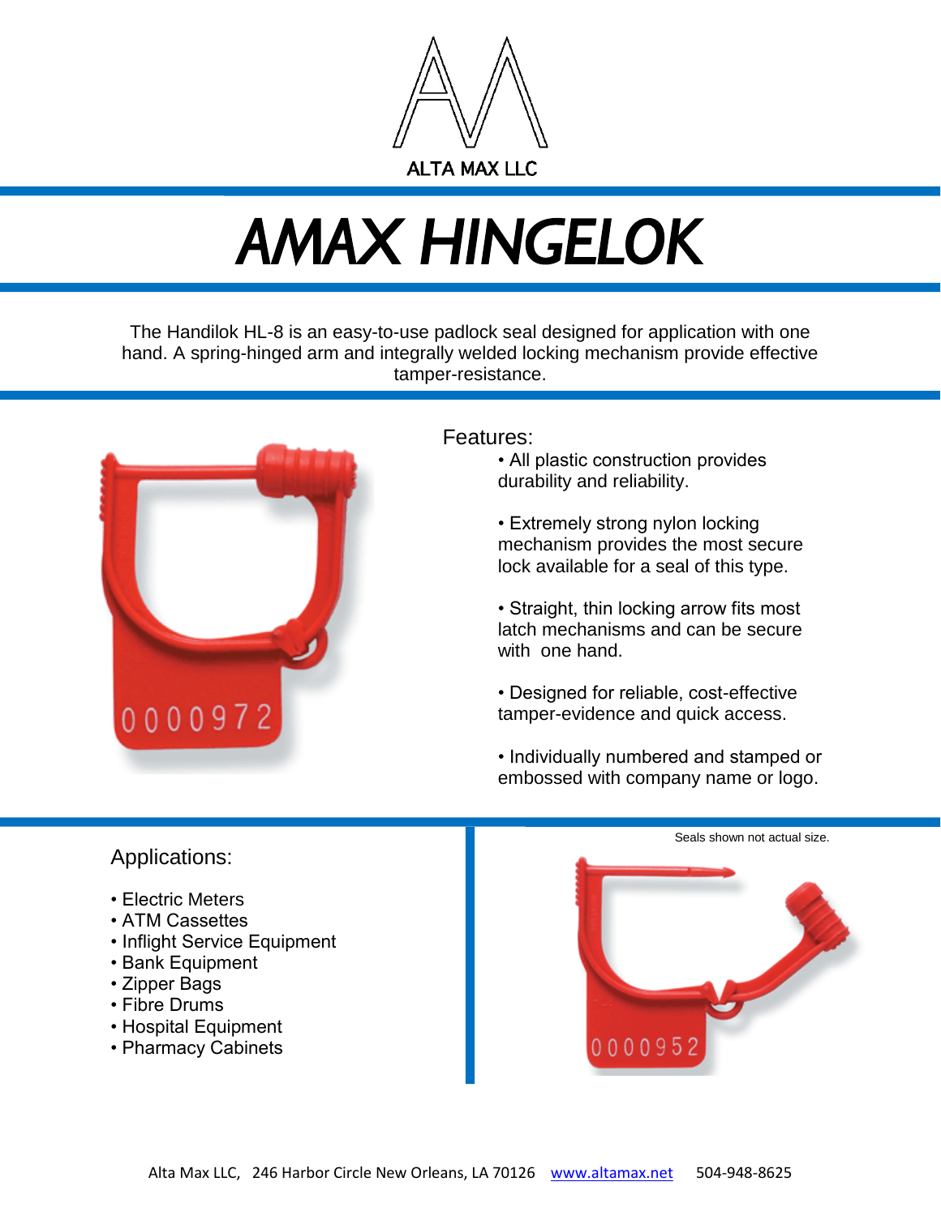ALTA MAX LLC

# AMAX HINGELOK

The Handilok HL-8 is an easy-to-use padlock seal designed for application with one hand. A spring-hinged arm and integrally welded locking mechanism provide effective tamper-resistance.

## Features:

- All plastic construction provides durability and reliability.
- Extremely strong nylon locking mechanism provides the most secure lock available for a seal of this type.
- Straight, thin locking arrow fits most latch mechanisms and can be secure with one hand.
- Designed for reliable, cost-effective tamper-evidence and quick access.
- Individually numbered and stamped or embossed with company name or logo.

## Applications:

- Electric Meters
- ATM Cassettes
- Inflight Service Equipment
- Bank Equipment
- Zipper Bags
- Fibre Drums
- Hospital Equipment
- Pharmacy Cabinets

Seals shown not actual size.

Alta Max LLC, 246 Harbor Circle New Orleans, LA 70126 www.altamax.net 504-948-8625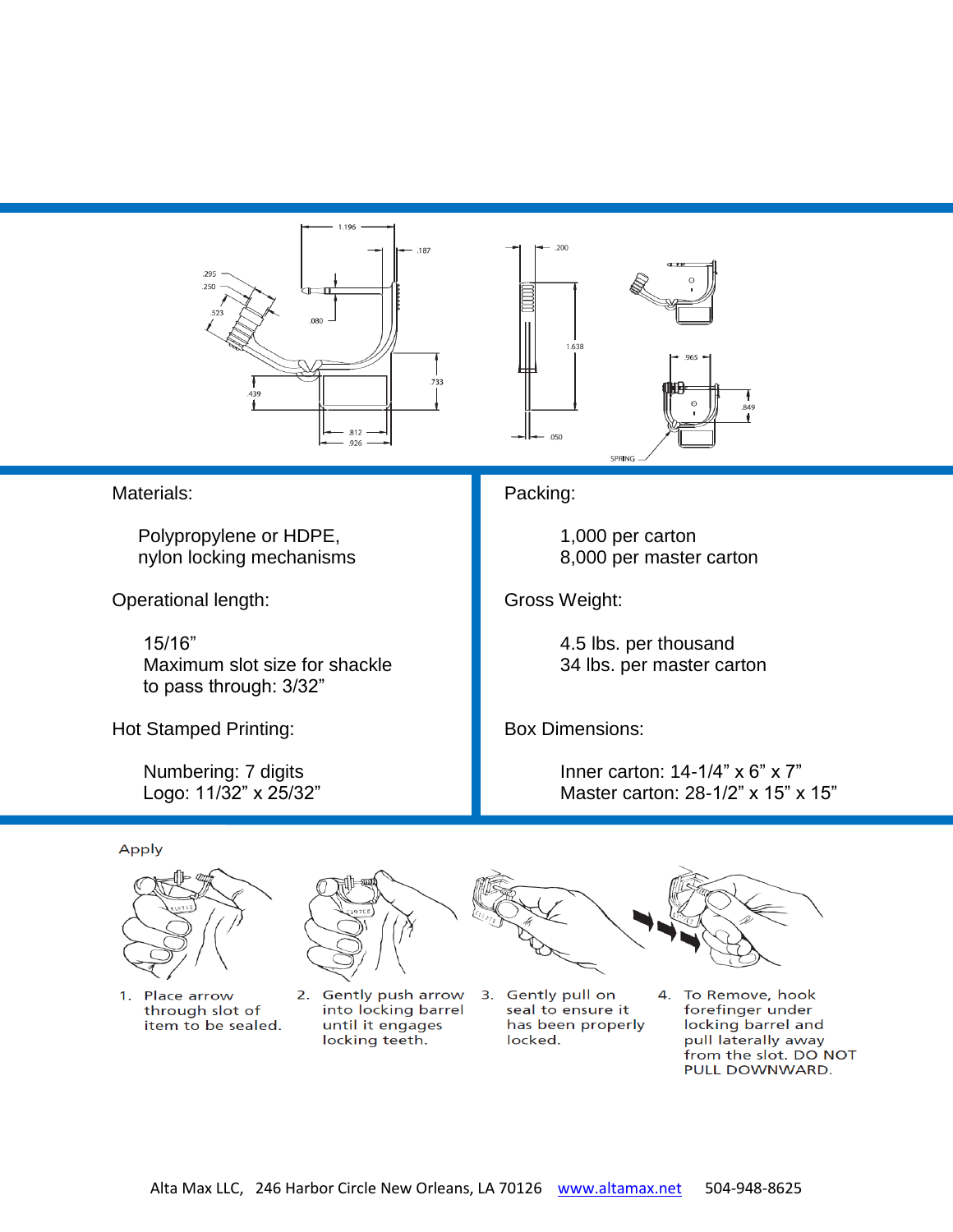Materials:

Polypropylene or HDPE,
nylon locking mechanisms

Operational length:

15/16”
Maximum slot size for shackle to pass through: 3/32”

Hot Stamped Printing:

Numbering: 7 digits
Logo: 11/32” x 25/32”

Packing:

1,000 per carton
8,000 per master carton

Gross Weight:

4.5 lbs. per thousand
34 lbs. per master carton

Box Dimensions:

Inner carton: 14-1/4” x 6” x 7”
Master carton: 28-1/2” x 15” x 15”

Apply

1. Place arrow through slot of item to be sealed.
2. Gently push arrow into locking barrel until it engages locking teeth.
3. Gently pull on seal to ensure it has been properly locked.
4. To Remove, hook forefinger under locking barrel and pull laterally away from the slot. DO NOT PULL DOWNWARD.

Alta Max LLC, 246 Harbor Circle New Orleans, LA 70126 www.altamax.net 504-948-8625